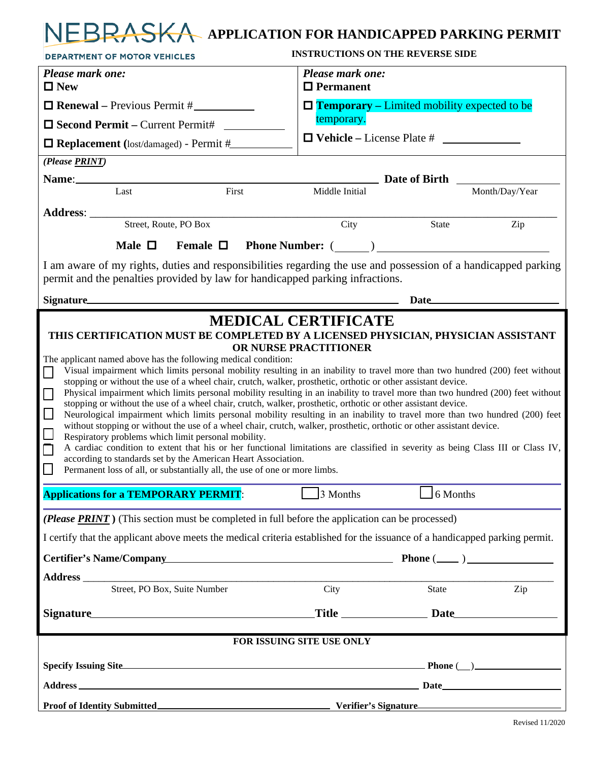# NEBRASKA DEPARTMENT OF MOTOR VEHICLES

# APPLICATION FOR HANDICAPPED PARKING PERMIT

**INSTRUCTIONS ON THE REVERSE SIDE**

| *Please mark one:* | *Please mark one:* |
|---|---|
| ☐ **New** | ☐ **Permanent** |
| ☐ **Renewal** – Previous Permit #__________ | ☐ **Temporary** – Limited mobility expected to be temporary. |
| ☐ **Second Permit** – Current Permit# __________ | ☐ **Vehicle** – License Plate # __________ |
| ☐ **Replacement** (lost/damaged) - Permit #__________ | |

*(Please* ***PRINT****)*

**Name**:______________________________________________ **Date of Birth** ______________
Last First Middle Initial Month/Day/Year

**Address**: ________________________________________________________________
Street, Route, PO Box City State Zip

**Male** ☐ **Female** ☐ **Phone Number**: (______) ______________________

I am aware of my rights, duties and responsibilities regarding the use and possession of a handicapped parking permit and the penalties provided by law for handicapped parking infractions.

**Signature**_____________________________________________ **Date**____________________

## MEDICAL CERTIFICATE

**THIS CERTIFICATION MUST BE COMPLETED BY A LICENSED PHYSICIAN, PHYSICIAN ASSISTANT OR NURSE PRACTITIONER**

The applicant named above has the following medical condition:

- ☐ Visual impairment which limits personal mobility resulting in an inability to travel more than two hundred (200) feet without stopping or without the use of a wheel chair, crutch, walker, prosthetic, orthotic or other assistant device.
- ☐ Physical impairment which limits personal mobility resulting in an inability to travel more than two hundred (200) feet without stopping or without the use of a wheel chair, crutch, walker, prosthetic, orthotic or other assistant device.
- ☐ Neurological impairment which limits personal mobility resulting in an inability to travel more than two hundred (200) feet without stopping or without the use of a wheel chair, crutch, walker, prosthetic, orthotic or other assistant device.
- ☐ Respiratory problems which limit personal mobility.
- ☐ A cardiac condition to extent that his or her functional limitations are classified in severity as being Class III or Class IV, according to standards set by the American Heart Association.
- ☐ Permanent loss of all, or substantially all, the use of one or more limbs.

**Applications for a TEMPORARY PERMIT**: ☐ 3 Months ☐ 6 Months

*(Please* ***PRINT*** *)* (This section must be completed in full before the application can be processed)

I certify that the applicant above meets the medical criteria established for the issuance of a handicapped parking permit.

**Certifier's Name/Company**______________________________________ **Phone** (____) ______________

**Address** ________________________________________________________________
Street, PO Box, Suite Number City State Zip

**Signature**______________________________ **Title** ______________ **Date**______________

**FOR ISSUING SITE USE ONLY**

**Specify Issuing Site**______________________________________________ **Phone** (__)______________

**Address** ______________________________________________________ **Date**____________________

**Proof of Identity Submitted**______________________________ **Verifier's Signature**______________________

Revised 11/2020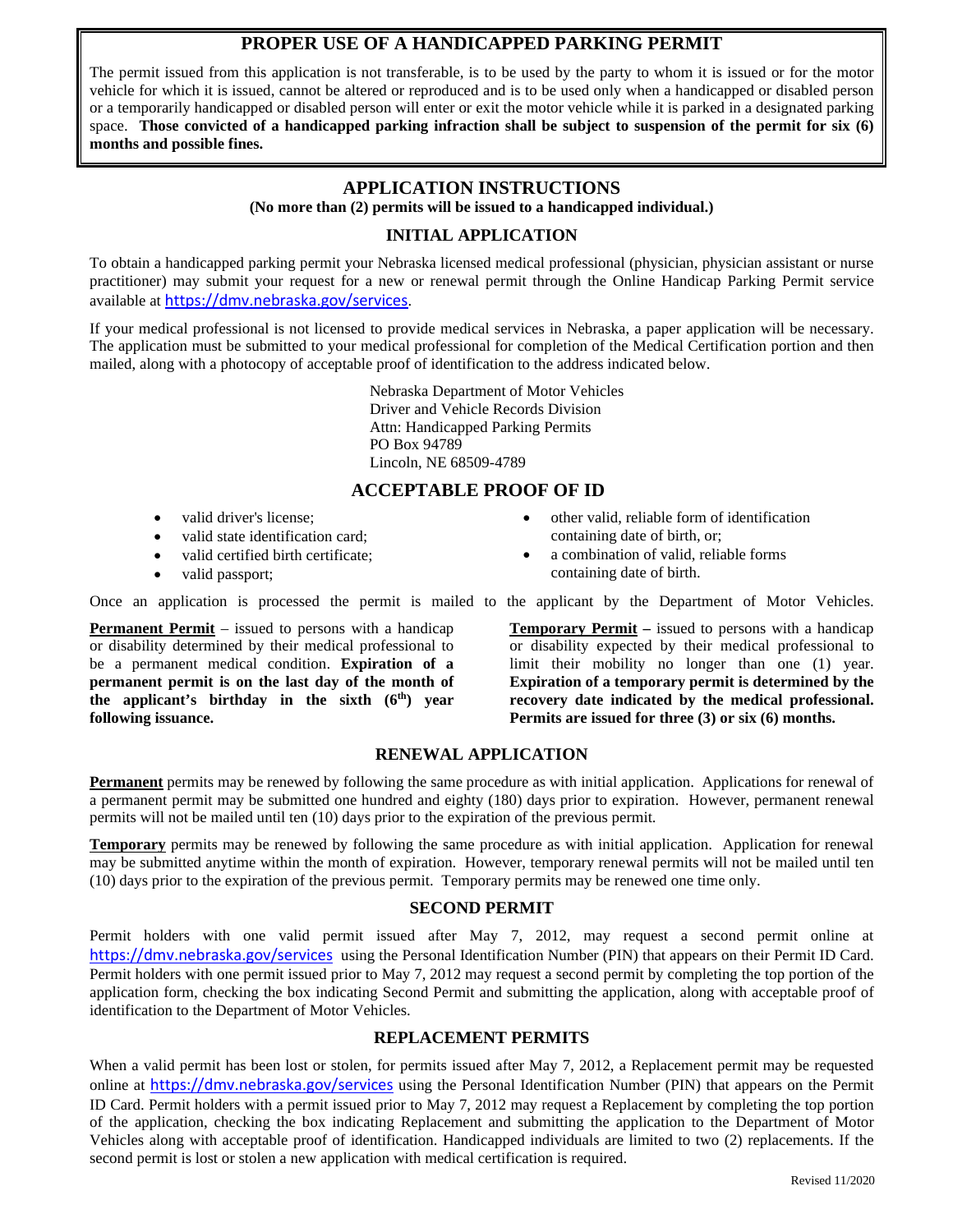# PROPER USE OF A HANDICAPPED PARKING PERMIT

The permit issued from this application is not transferable, is to be used by the party to whom it is issued or for the motor vehicle for which it is issued, cannot be altered or reproduced and is to be used only when a handicapped or disabled person or a temporarily handicapped or disabled person will enter or exit the motor vehicle while it is parked in a designated parking space. **Those convicted of a handicapped parking infraction shall be subject to suspension of the permit for six (6) months and possible fines.**

## APPLICATION INSTRUCTIONS

**(No more than (2) permits will be issued to a handicapped individual.)**

### INITIAL APPLICATION

To obtain a handicapped parking permit your Nebraska licensed medical professional (physician, physician assistant or nurse practitioner) may submit your request for a new or renewal permit through the Online Handicap Parking Permit service available at https://dmv.nebraska.gov/services.

If your medical professional is not licensed to provide medical services in Nebraska, a paper application will be necessary. The application must be submitted to your medical professional for completion of the Medical Certification portion and then mailed, along with a photocopy of acceptable proof of identification to the address indicated below.

Nebraska Department of Motor Vehicles
Driver and Vehicle Records Division
Attn: Handicapped Parking Permits
PO Box 94789
Lincoln, NE 68509-4789

### ACCEPTABLE PROOF OF ID

- valid driver's license;
- valid state identification card;
- valid certified birth certificate;
- valid passport;
- other valid, reliable form of identification containing date of birth, or;
- a combination of valid, reliable forms containing date of birth.

Once an application is processed the permit is mailed to the applicant by the Department of Motor Vehicles.

**Permanent Permit** – issued to persons with a handicap or disability determined by their medical professional to be a permanent medical condition. **Expiration of a permanent permit is on the last day of the month of the applicant's birthday in the sixth (6th) year following issuance.**

**Temporary Permit –** issued to persons with a handicap or disability expected by their medical professional to limit their mobility no longer than one (1) year. **Expiration of a temporary permit is determined by the recovery date indicated by the medical professional. Permits are issued for three (3) or six (6) months.**

### RENEWAL APPLICATION

**Permanent** permits may be renewed by following the same procedure as with initial application. Applications for renewal of a permanent permit may be submitted one hundred and eighty (180) days prior to expiration. However, permanent renewal permits will not be mailed until ten (10) days prior to the expiration of the previous permit.

**Temporary** permits may be renewed by following the same procedure as with initial application. Application for renewal may be submitted anytime within the month of expiration. However, temporary renewal permits will not be mailed until ten (10) days prior to the expiration of the previous permit. Temporary permits may be renewed one time only.

### SECOND PERMIT

Permit holders with one valid permit issued after May 7, 2012, may request a second permit online at https://dmv.nebraska.gov/services using the Personal Identification Number (PIN) that appears on their Permit ID Card. Permit holders with one permit issued prior to May 7, 2012 may request a second permit by completing the top portion of the application form, checking the box indicating Second Permit and submitting the application, along with acceptable proof of identification to the Department of Motor Vehicles.

### REPLACEMENT PERMITS

When a valid permit has been lost or stolen, for permits issued after May 7, 2012, a Replacement permit may be requested online at https://dmv.nebraska.gov/services using the Personal Identification Number (PIN) that appears on the Permit ID Card. Permit holders with a permit issued prior to May 7, 2012 may request a Replacement by completing the top portion of the application, checking the box indicating Replacement and submitting the application to the Department of Motor Vehicles along with acceptable proof of identification. Handicapped individuals are limited to two (2) replacements. If the second permit is lost or stolen a new application with medical certification is required.

Revised 11/2020